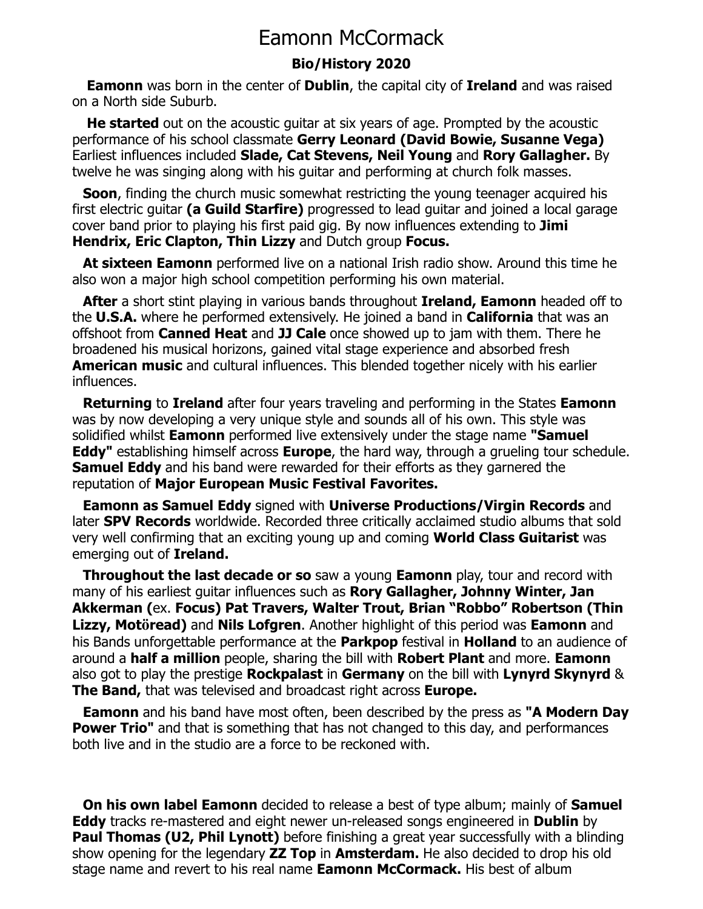# Eamonn McCormack

**Bio/History 2020**

**Eamonn** was born in the center of **Dublin**, the capital city of **Ireland** and was raised on a North side Suburb.

**He started** out on the acoustic guitar at six years of age. Prompted by the acoustic performance of his school classmate **Gerry Leonard (David Bowie, Susanne Vega)** Earliest influences included **Slade, Cat Stevens, Neil Young** and **Rory Gallagher.** By twelve he was singing along with his guitar and performing at church folk masses.

**Soon**, finding the church music somewhat restricting the young teenager acquired his first electric guitar **(a Guild Starfire)** progressed to lead guitar and joined a local garage cover band prior to playing his first paid gig. By now influences extending to **Jimi Hendrix, Eric Clapton, Thin Lizzy** and Dutch group **Focus.**

**At sixteen Eamonn** performed live on a national Irish radio show. Around this time he also won a major high school competition performing his own material.

**After** a short stint playing in various bands throughout **Ireland, Eamonn** headed off to the **U.S.A.** where he performed extensively. He joined a band in **California** that was an offshoot from **Canned Heat** and **JJ Cale** once showed up to jam with them. There he broadened his musical horizons, gained vital stage experience and absorbed fresh **American music** and cultural influences. This blended together nicely with his earlier influences.

**Returning** to **Ireland** after four years traveling and performing in the States **Eamonn** was by now developing a very unique style and sounds all of his own. This style was solidified whilst **Eamonn** performed live extensively under the stage name **"Samuel Eddy"** establishing himself across **Europe**, the hard way, through a grueling tour schedule. **Samuel Eddy** and his band were rewarded for their efforts as they garnered the reputation of **Major European Music Festival Favorites.**

**Eamonn as Samuel Eddy** signed with **Universe Productions/Virgin Records** and later **SPV Records** worldwide. Recorded three critically acclaimed studio albums that sold very well confirming that an exciting young up and coming **World Class Guitarist** was emerging out of **Ireland.**

**Throughout the last decade or so** saw a young **Eamonn** play, tour and record with many of his earliest guitar influences such as **Rory Gallagher, Johnny Winter, Jan Akkerman (**ex. **Focus) Pat Travers, Walter Trout, Brian "Robbo" Robertson (Thin Lizzy, Motöread)** and **Nils Lofgren**. Another highlight of this period was **Eamonn** and his Bands unforgettable performance at the **Parkpop** festival in **Holland** to an audience of around a **half a million** people, sharing the bill with **Robert Plant** and more. **Eamonn** also got to play the prestige **Rockpalast** in **Germany** on the bill with **Lynyrd Skynyrd** & **The Band,** that was televised and broadcast right across **Europe.**

**Eamonn** and his band have most often, been described by the press as **"A Modern Day Power Trio"** and that is something that has not changed to this day, and performances both live and in the studio are a force to be reckoned with.

**On his own label Eamonn** decided to release a best of type album; mainly of **Samuel Eddy** tracks re-mastered and eight newer un-released songs engineered in **Dublin** by **Paul Thomas (U2, Phil Lynott)** before finishing a great year successfully with a blinding show opening for the legendary **ZZ Top** in **Amsterdam.** He also decided to drop his old stage name and revert to his real name **Eamonn McCormack.** His best of album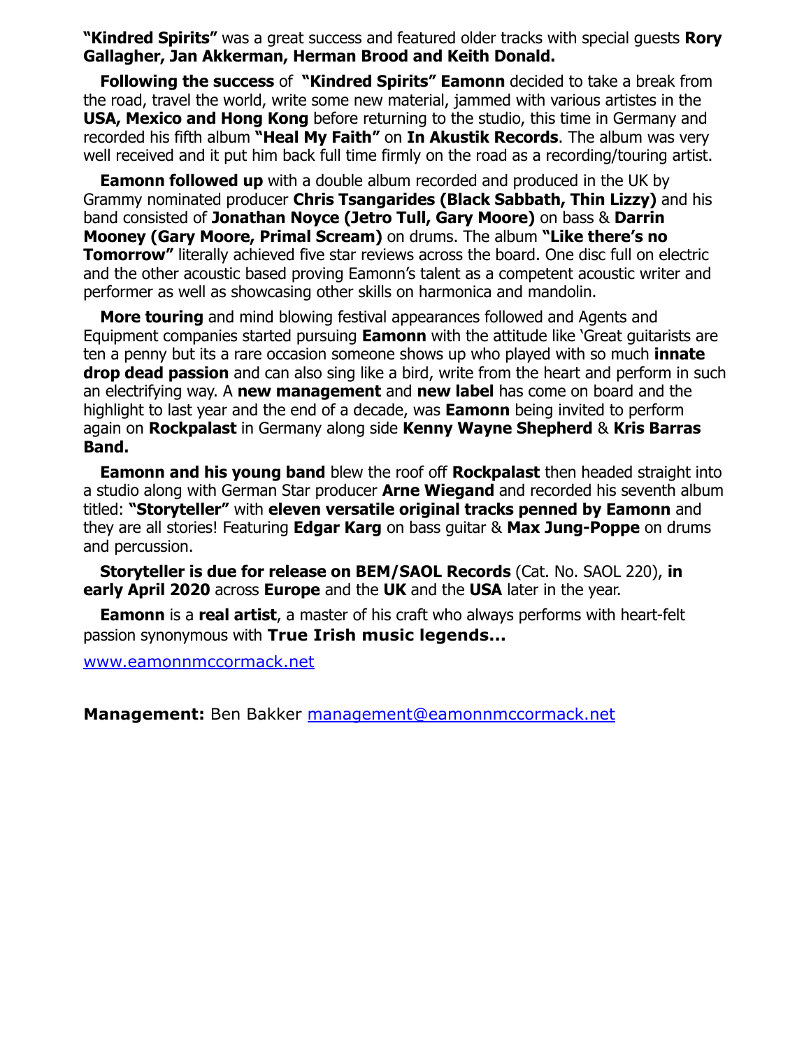**"Kindred Spirits"** was a great success and featured older tracks with special guests **Rory Gallagher, Jan Akkerman, Herman Brood and Keith Donald.**

**Following the success** of **"Kindred Spirits" Eamonn** decided to take a break from the road, travel the world, write some new material, jammed with various artistes in the **USA, Mexico and Hong Kong** before returning to the studio, this time in Germany and recorded his fifth album **"Heal My Faith"** on **In Akustik Records**. The album was very well received and it put him back full time firmly on the road as a recording/touring artist.

**Eamonn followed up** with a double album recorded and produced in the UK by Grammy nominated producer **Chris Tsangarides (Black Sabbath, Thin Lizzy)** and his band consisted of **Jonathan Noyce (Jetro Tull, Gary Moore)** on bass & **Darrin Mooney (Gary Moore, Primal Scream)** on drums. The album **"Like there's no Tomorrow"** literally achieved five star reviews across the board. One disc full on electric and the other acoustic based proving Eamonn's talent as a competent acoustic writer and performer as well as showcasing other skills on harmonica and mandolin.

**More touring** and mind blowing festival appearances followed and Agents and Equipment companies started pursuing **Eamonn** with the attitude like 'Great guitarists are ten a penny but its a rare occasion someone shows up who played with so much **innate drop dead passion** and can also sing like a bird, write from the heart and perform in such an electrifying way. A **new management** and **new label** has come on board and the highlight to last year and the end of a decade, was **Eamonn** being invited to perform again on **Rockpalast** in Germany along side **Kenny Wayne Shepherd** & **Kris Barras Band.**

**Eamonn and his young band** blew the roof off **Rockpalast** then headed straight into a studio along with German Star producer **Arne Wiegand** and recorded his seventh album titled: **"Storyteller"** with **eleven versatile original tracks penned by Eamonn** and they are all stories! Featuring **Edgar Karg** on bass guitar & **Max Jung-Poppe** on drums and percussion.

**Storyteller is due for release on BEM/SAOL Records** (Cat. No. SAOL 220), **in early April 2020** across **Europe** and the **UK** and the **USA** later in the year.

**Eamonn** is a **real artist**, a master of his craft who always performs with heart-felt passion synonymous with **True Irish music legends...**

www.eamonnmccormack.net

**Management:** Ben Bakker management@eamonnmccormack.net